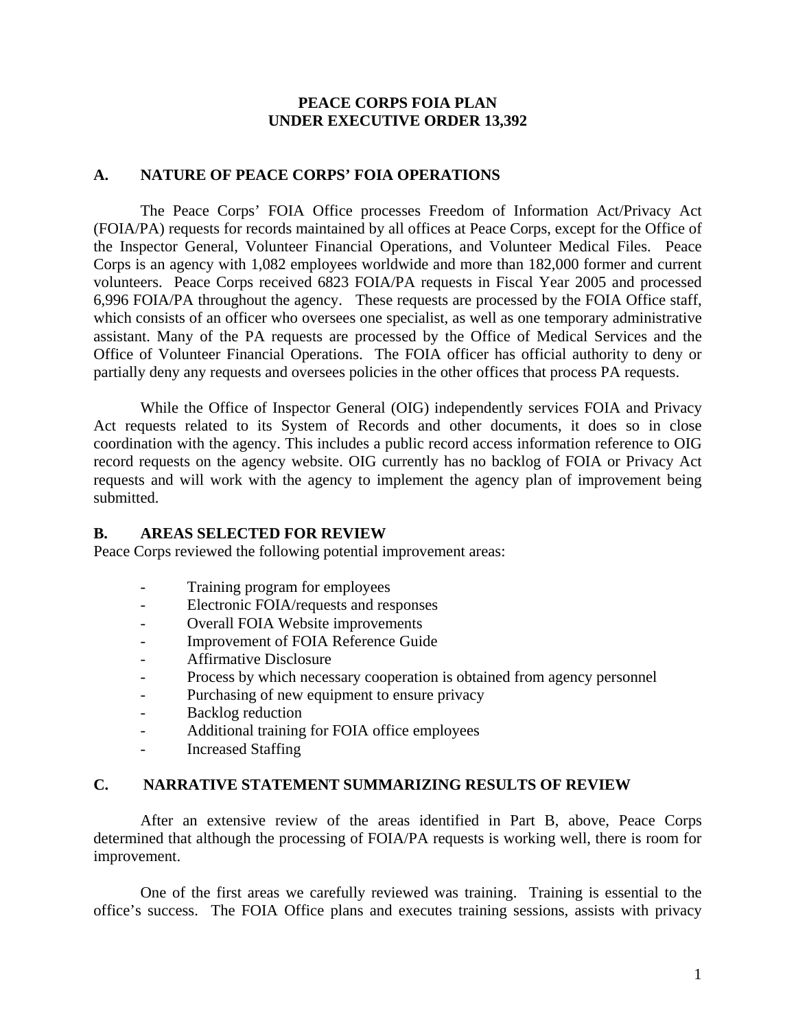# PEACE CORPS FOIA PLAN
# UNDER EXECUTIVE ORDER 13,392

## A. NATURE OF PEACE CORPS' FOIA OPERATIONS

The Peace Corps' FOIA Office processes Freedom of Information Act/Privacy Act (FOIA/PA) requests for records maintained by all offices at Peace Corps, except for the Office of the Inspector General, Volunteer Financial Operations, and Volunteer Medical Files. Peace Corps is an agency with 1,082 employees worldwide and more than 182,000 former and current volunteers. Peace Corps received 6823 FOIA/PA requests in Fiscal Year 2005 and processed 6,996 FOIA/PA throughout the agency. These requests are processed by the FOIA Office staff, which consists of an officer who oversees one specialist, as well as one temporary administrative assistant. Many of the PA requests are processed by the Office of Medical Services and the Office of Volunteer Financial Operations. The FOIA officer has official authority to deny or partially deny any requests and oversees policies in the other offices that process PA requests.

While the Office of Inspector General (OIG) independently services FOIA and Privacy Act requests related to its System of Records and other documents, it does so in close coordination with the agency. This includes a public record access information reference to OIG record requests on the agency website. OIG currently has no backlog of FOIA or Privacy Act requests and will work with the agency to implement the agency plan of improvement being submitted.

## B. AREAS SELECTED FOR REVIEW

Peace Corps reviewed the following potential improvement areas:

- Training program for employees
- Electronic FOIA/requests and responses
- Overall FOIA Website improvements
- Improvement of FOIA Reference Guide
- Affirmative Disclosure
- Process by which necessary cooperation is obtained from agency personnel
- Purchasing of new equipment to ensure privacy
- Backlog reduction
- Additional training for FOIA office employees
- Increased Staffing

## C. NARRATIVE STATEMENT SUMMARIZING RESULTS OF REVIEW

After an extensive review of the areas identified in Part B, above, Peace Corps determined that although the processing of FOIA/PA requests is working well, there is room for improvement.

One of the first areas we carefully reviewed was training. Training is essential to the office's success. The FOIA Office plans and executes training sessions, assists with privacy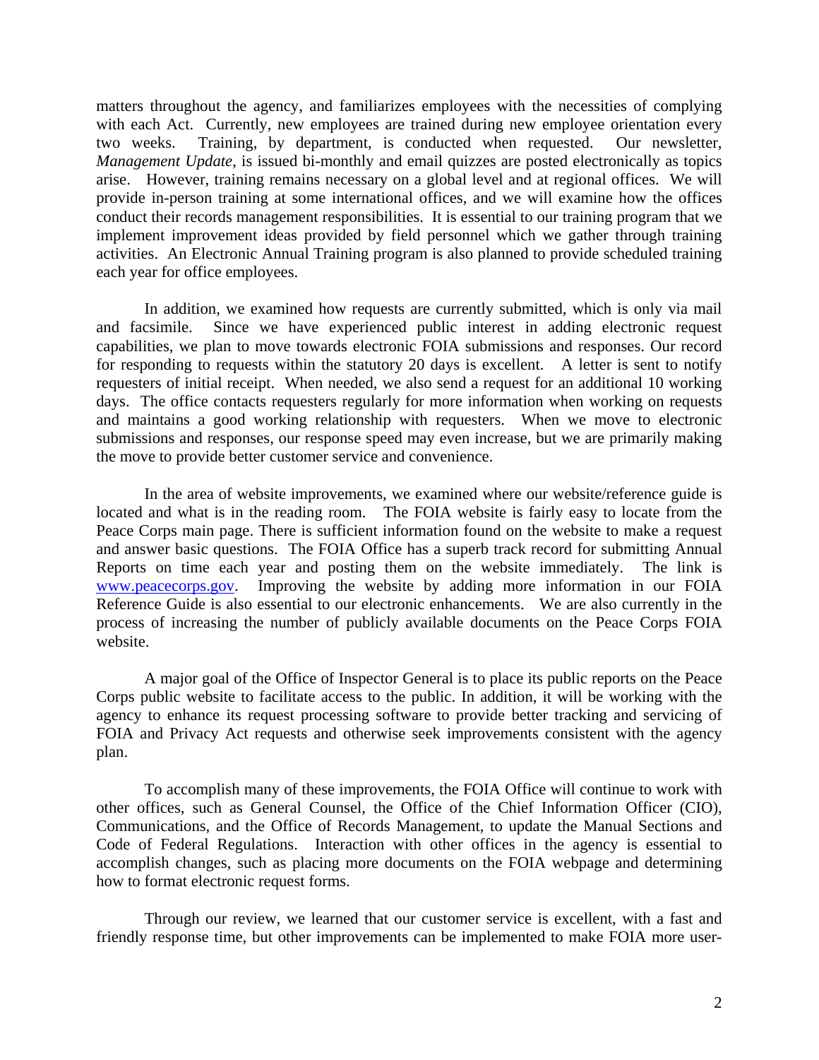matters throughout the agency, and familiarizes employees with the necessities of complying with each Act. Currently, new employees are trained during new employee orientation every two weeks. Training, by department, is conducted when requested. Our newsletter, *Management Update*, is issued bi-monthly and email quizzes are posted electronically as topics arise. However, training remains necessary on a global level and at regional offices. We will provide in-person training at some international offices, and we will examine how the offices conduct their records management responsibilities. It is essential to our training program that we implement improvement ideas provided by field personnel which we gather through training activities. An Electronic Annual Training program is also planned to provide scheduled training each year for office employees.

In addition, we examined how requests are currently submitted, which is only via mail and facsimile. Since we have experienced public interest in adding electronic request capabilities, we plan to move towards electronic FOIA submissions and responses. Our record for responding to requests within the statutory 20 days is excellent. A letter is sent to notify requesters of initial receipt. When needed, we also send a request for an additional 10 working days. The office contacts requesters regularly for more information when working on requests and maintains a good working relationship with requesters. When we move to electronic submissions and responses, our response speed may even increase, but we are primarily making the move to provide better customer service and convenience.

In the area of website improvements, we examined where our website/reference guide is located and what is in the reading room. The FOIA website is fairly easy to locate from the Peace Corps main page. There is sufficient information found on the website to make a request and answer basic questions. The FOIA Office has a superb track record for submitting Annual Reports on time each year and posting them on the website immediately. The link is [www.peacecorps.gov](http://www.peacecorps.gov). Improving the website by adding more information in our FOIA Reference Guide is also essential to our electronic enhancements. We are also currently in the process of increasing the number of publicly available documents on the Peace Corps FOIA website.

A major goal of the Office of Inspector General is to place its public reports on the Peace Corps public website to facilitate access to the public. In addition, it will be working with the agency to enhance its request processing software to provide better tracking and servicing of FOIA and Privacy Act requests and otherwise seek improvements consistent with the agency plan.

To accomplish many of these improvements, the FOIA Office will continue to work with other offices, such as General Counsel, the Office of the Chief Information Officer (CIO), Communications, and the Office of Records Management, to update the Manual Sections and Code of Federal Regulations. Interaction with other offices in the agency is essential to accomplish changes, such as placing more documents on the FOIA webpage and determining how to format electronic request forms.

Through our review, we learned that our customer service is excellent, with a fast and friendly response time, but other improvements can be implemented to make FOIA more user-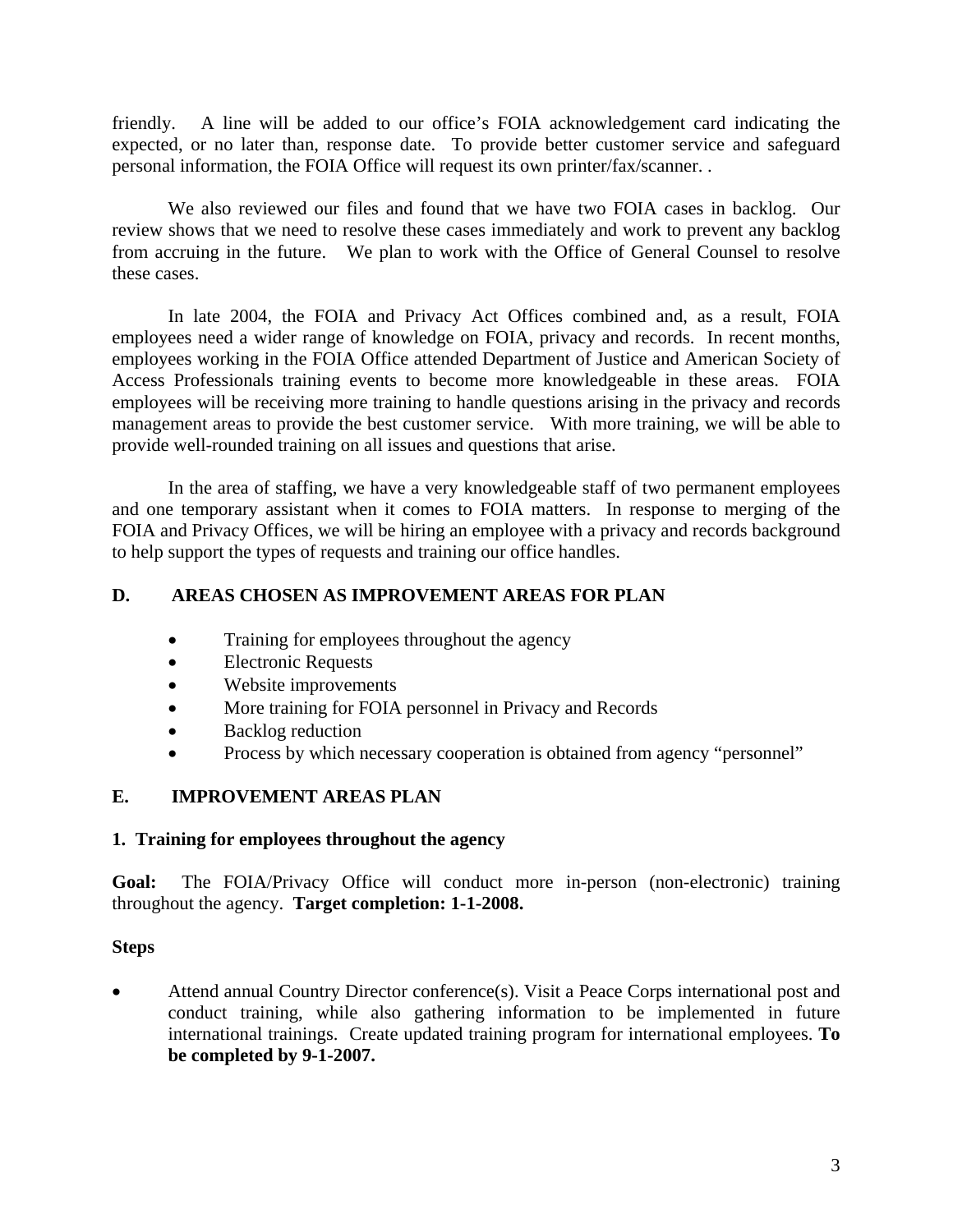friendly. A line will be added to our office's FOIA acknowledgement card indicating the expected, or no later than, response date. To provide better customer service and safeguard personal information, the FOIA Office will request its own printer/fax/scanner. .

We also reviewed our files and found that we have two FOIA cases in backlog. Our review shows that we need to resolve these cases immediately and work to prevent any backlog from accruing in the future. We plan to work with the Office of General Counsel to resolve these cases.

In late 2004, the FOIA and Privacy Act Offices combined and, as a result, FOIA employees need a wider range of knowledge on FOIA, privacy and records. In recent months, employees working in the FOIA Office attended Department of Justice and American Society of Access Professionals training events to become more knowledgeable in these areas. FOIA employees will be receiving more training to handle questions arising in the privacy and records management areas to provide the best customer service. With more training, we will be able to provide well-rounded training on all issues and questions that arise.

In the area of staffing, we have a very knowledgeable staff of two permanent employees and one temporary assistant when it comes to FOIA matters. In response to merging of the FOIA and Privacy Offices, we will be hiring an employee with a privacy and records background to help support the types of requests and training our office handles.

## D. AREAS CHOSEN AS IMPROVEMENT AREAS FOR PLAN

- Training for employees throughout the agency
- Electronic Requests
- Website improvements
- More training for FOIA personnel in Privacy and Records
- Backlog reduction
- Process by which necessary cooperation is obtained from agency "personnel"

## E. IMPROVEMENT AREAS PLAN

### 1. Training for employees throughout the agency

**Goal:** The FOIA/Privacy Office will conduct more in-person (non-electronic) training throughout the agency. **Target completion: 1-1-2008.**

**Steps**

- Attend annual Country Director conference(s). Visit a Peace Corps international post and conduct training, while also gathering information to be implemented in future international trainings. Create updated training program for international employees. **To be completed by 9-1-2007.**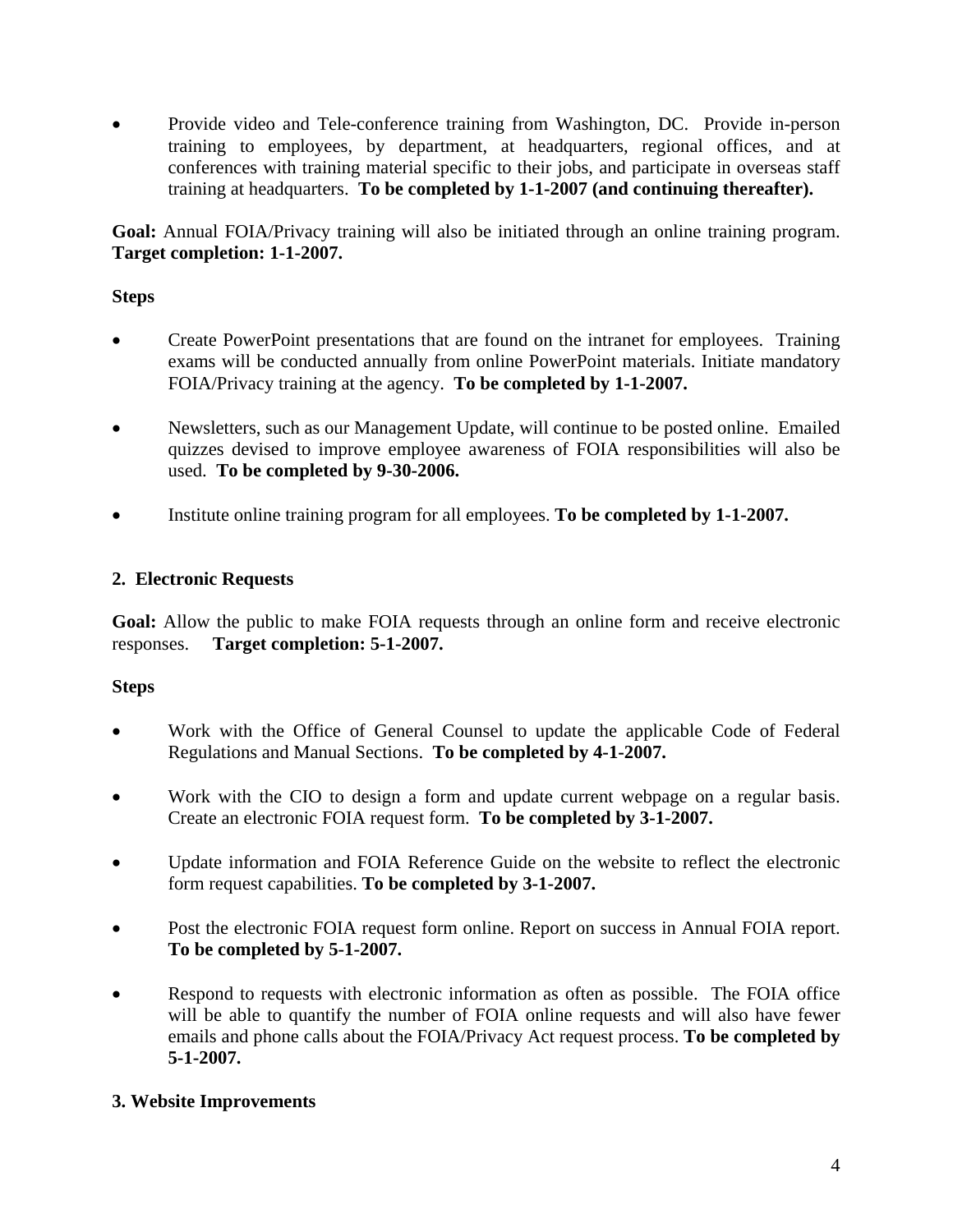- Provide video and Tele-conference training from Washington, DC. Provide in-person training to employees, by department, at headquarters, regional offices, and at conferences with training material specific to their jobs, and participate in overseas staff training at headquarters. **To be completed by 1-1-2007 (and continuing thereafter).**

**Goal:** Annual FOIA/Privacy training will also be initiated through an online training program. **Target completion: 1-1-2007.**

**Steps**

- Create PowerPoint presentations that are found on the intranet for employees. Training exams will be conducted annually from online PowerPoint materials. Initiate mandatory FOIA/Privacy training at the agency. **To be completed by 1-1-2007.**

- Newsletters, such as our Management Update, will continue to be posted online. Emailed quizzes devised to improve employee awareness of FOIA responsibilities will also be used. **To be completed by 9-30-2006.**

- Institute online training program for all employees. **To be completed by 1-1-2007.**

## 2. Electronic Requests

**Goal:** Allow the public to make FOIA requests through an online form and receive electronic responses. **Target completion: 5-1-2007.**

**Steps**

- Work with the Office of General Counsel to update the applicable Code of Federal Regulations and Manual Sections. **To be completed by 4-1-2007.**

- Work with the CIO to design a form and update current webpage on a regular basis. Create an electronic FOIA request form. **To be completed by 3-1-2007.**

- Update information and FOIA Reference Guide on the website to reflect the electronic form request capabilities. **To be completed by 3-1-2007.**

- Post the electronic FOIA request form online. Report on success in Annual FOIA report. **To be completed by 5-1-2007.**

- Respond to requests with electronic information as often as possible. The FOIA office will be able to quantify the number of FOIA online requests and will also have fewer emails and phone calls about the FOIA/Privacy Act request process. **To be completed by 5-1-2007.**

## 3. Website Improvements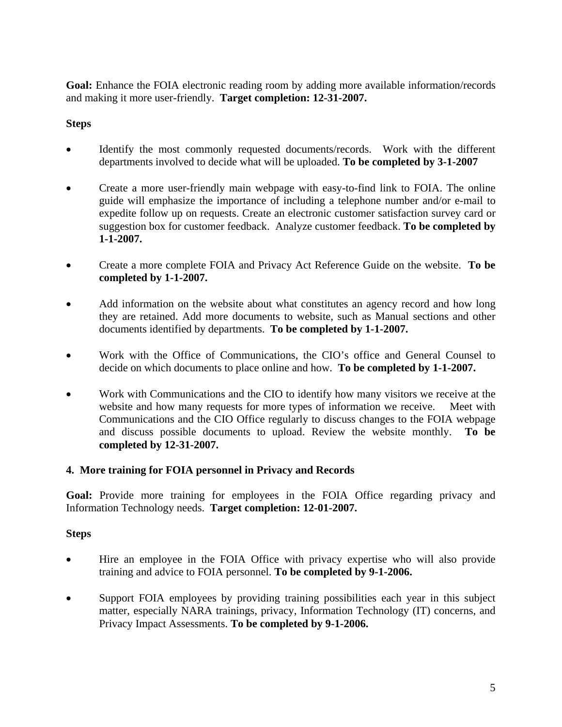**Goal:** Enhance the FOIA electronic reading room by adding more available information/records and making it more user-friendly. **Target completion: 12-31-2007.**

**Steps**

- Identify the most commonly requested documents/records. Work with the different departments involved to decide what will be uploaded. **To be completed by 3-1-2007**
- Create a more user-friendly main webpage with easy-to-find link to FOIA. The online guide will emphasize the importance of including a telephone number and/or e-mail to expedite follow up on requests. Create an electronic customer satisfaction survey card or suggestion box for customer feedback. Analyze customer feedback. **To be completed by 1-1-2007.**
- Create a more complete FOIA and Privacy Act Reference Guide on the website. **To be completed by 1-1-2007.**
- Add information on the website about what constitutes an agency record and how long they are retained. Add more documents to website, such as Manual sections and other documents identified by departments. **To be completed by 1-1-2007.**
- Work with the Office of Communications, the CIO's office and General Counsel to decide on which documents to place online and how. **To be completed by 1-1-2007.**
- Work with Communications and the CIO to identify how many visitors we receive at the website and how many requests for more types of information we receive. Meet with Communications and the CIO Office regularly to discuss changes to the FOIA webpage and discuss possible documents to upload. Review the website monthly. **To be completed by 12-31-2007.**

**4. More training for FOIA personnel in Privacy and Records**

**Goal:** Provide more training for employees in the FOIA Office regarding privacy and Information Technology needs. **Target completion: 12-01-2007.**

**Steps**

- Hire an employee in the FOIA Office with privacy expertise who will also provide training and advice to FOIA personnel. **To be completed by 9-1-2006.**
- Support FOIA employees by providing training possibilities each year in this subject matter, especially NARA trainings, privacy, Information Technology (IT) concerns, and Privacy Impact Assessments. **To be completed by 9-1-2006.**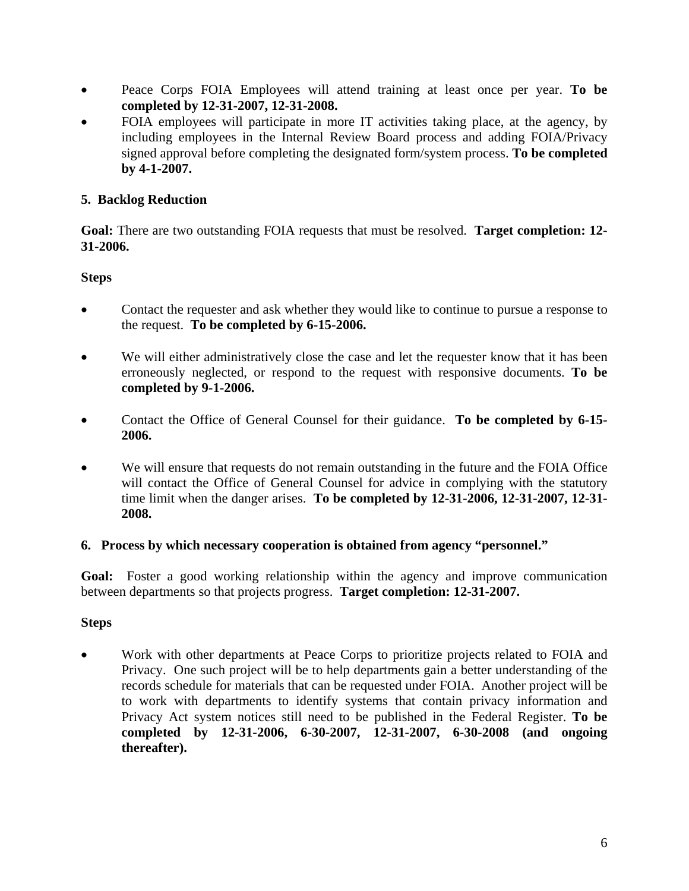- Peace Corps FOIA Employees will attend training at least once per year. **To be completed by 12-31-2007, 12-31-2008.**
- FOIA employees will participate in more IT activities taking place, at the agency, by including employees in the Internal Review Board process and adding FOIA/Privacy signed approval before completing the designated form/system process. **To be completed by 4-1-2007.**

**5. Backlog Reduction**

**Goal:** There are two outstanding FOIA requests that must be resolved. **Target completion: 12-31-2006.**

**Steps**

- Contact the requester and ask whether they would like to continue to pursue a response to the request. **To be completed by 6-15-2006.**

- We will either administratively close the case and let the requester know that it has been erroneously neglected, or respond to the request with responsive documents. **To be completed by 9-1-2006.**

- Contact the Office of General Counsel for their guidance. **To be completed by 6-15-2006.**

- We will ensure that requests do not remain outstanding in the future and the FOIA Office will contact the Office of General Counsel for advice in complying with the statutory time limit when the danger arises. **To be completed by 12-31-2006, 12-31-2007, 12-31-2008.**

**6. Process by which necessary cooperation is obtained from agency "personnel."**

**Goal:** Foster a good working relationship within the agency and improve communication between departments so that projects progress. **Target completion: 12-31-2007.**

**Steps**

- Work with other departments at Peace Corps to prioritize projects related to FOIA and Privacy. One such project will be to help departments gain a better understanding of the records schedule for materials that can be requested under FOIA. Another project will be to work with departments to identify systems that contain privacy information and Privacy Act system notices still need to be published in the Federal Register. **To be completed by 12-31-2006, 6-30-2007, 12-31-2007, 6-30-2008 (and ongoing thereafter).**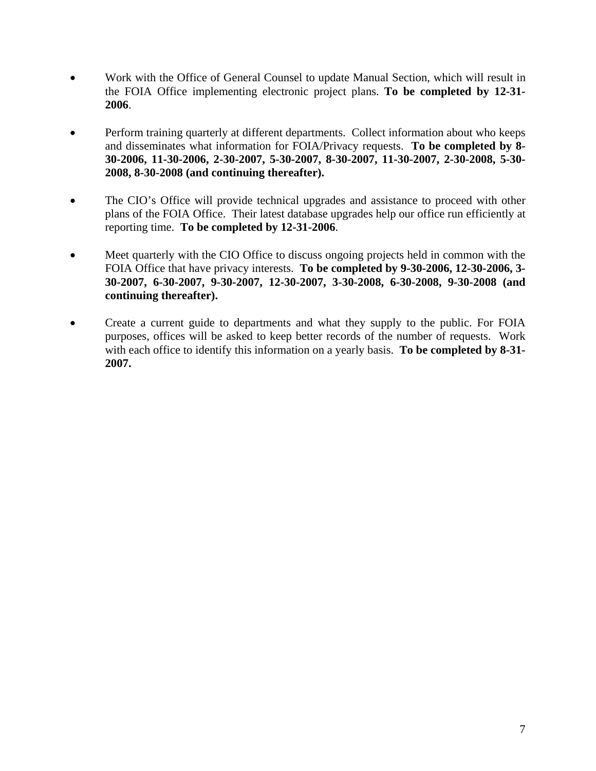- Work with the Office of General Counsel to update Manual Section, which will result in the FOIA Office implementing electronic project plans. **To be completed by 12-31-2006**.

- Perform training quarterly at different departments. Collect information about who keeps and disseminates what information for FOIA/Privacy requests. **To be completed by 8-30-2006, 11-30-2006, 2-30-2007, 5-30-2007, 8-30-2007, 11-30-2007, 2-30-2008, 5-30-2008, 8-30-2008 (and continuing thereafter).**

- The CIO's Office will provide technical upgrades and assistance to proceed with other plans of the FOIA Office. Their latest database upgrades help our office run efficiently at reporting time. **To be completed by 12-31-2006**.

- Meet quarterly with the CIO Office to discuss ongoing projects held in common with the FOIA Office that have privacy interests. **To be completed by 9-30-2006, 12-30-2006, 3-30-2007, 6-30-2007, 9-30-2007, 12-30-2007, 3-30-2008, 6-30-2008, 9-30-2008 (and continuing thereafter).**

- Create a current guide to departments and what they supply to the public. For FOIA purposes, offices will be asked to keep better records of the number of requests. Work with each office to identify this information on a yearly basis. **To be completed by 8-31-2007.**